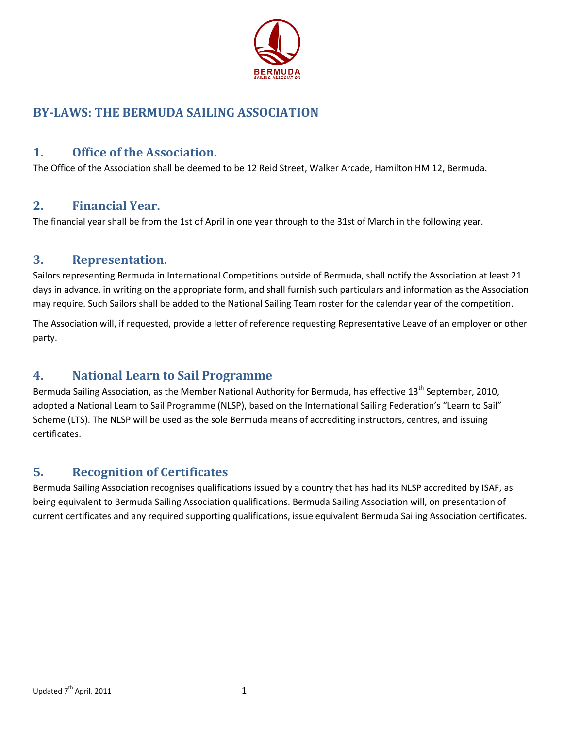# BY-LAWS: THE BERMUDA SAILING ASSOCIATION

## 1. Office of the Association.

The Office of the Association shall be deemed to be 12 Reid Street, Walker Arcade, Hamilton HM 12, Bermuda.

## 2. Financial Year.

The financial year shall be from the 1st of April in one year through to the 31st of March in the following year.

## 3. Representation.

Sailors representing Bermuda in International Competitions outside of Bermuda, shall notify the Association at least 21 days in advance, in writing on the appropriate form, and shall furnish such particulars and information as the Association may require. Such Sailors shall be added to the National Sailing Team roster for the calendar year of the competition.

The Association will, if requested, provide a letter of reference requesting Representative Leave of an employer or other party.

## 4. National Learn to Sail Programme

Bermuda Sailing Association, as the Member National Authority for Bermuda, has effective 13th September, 2010, adopted a National Learn to Sail Programme (NLSP), based on the International Sailing Federation's "Learn to Sail" Scheme (LTS). The NLSP will be used as the sole Bermuda means of accrediting instructors, centres, and issuing certificates.

## 5. Recognition of Certificates

Bermuda Sailing Association recognises qualifications issued by a country that has had its NLSP accredited by ISAF, as being equivalent to Bermuda Sailing Association qualifications. Bermuda Sailing Association will, on presentation of current certificates and any required supporting qualifications, issue equivalent Bermuda Sailing Association certificates.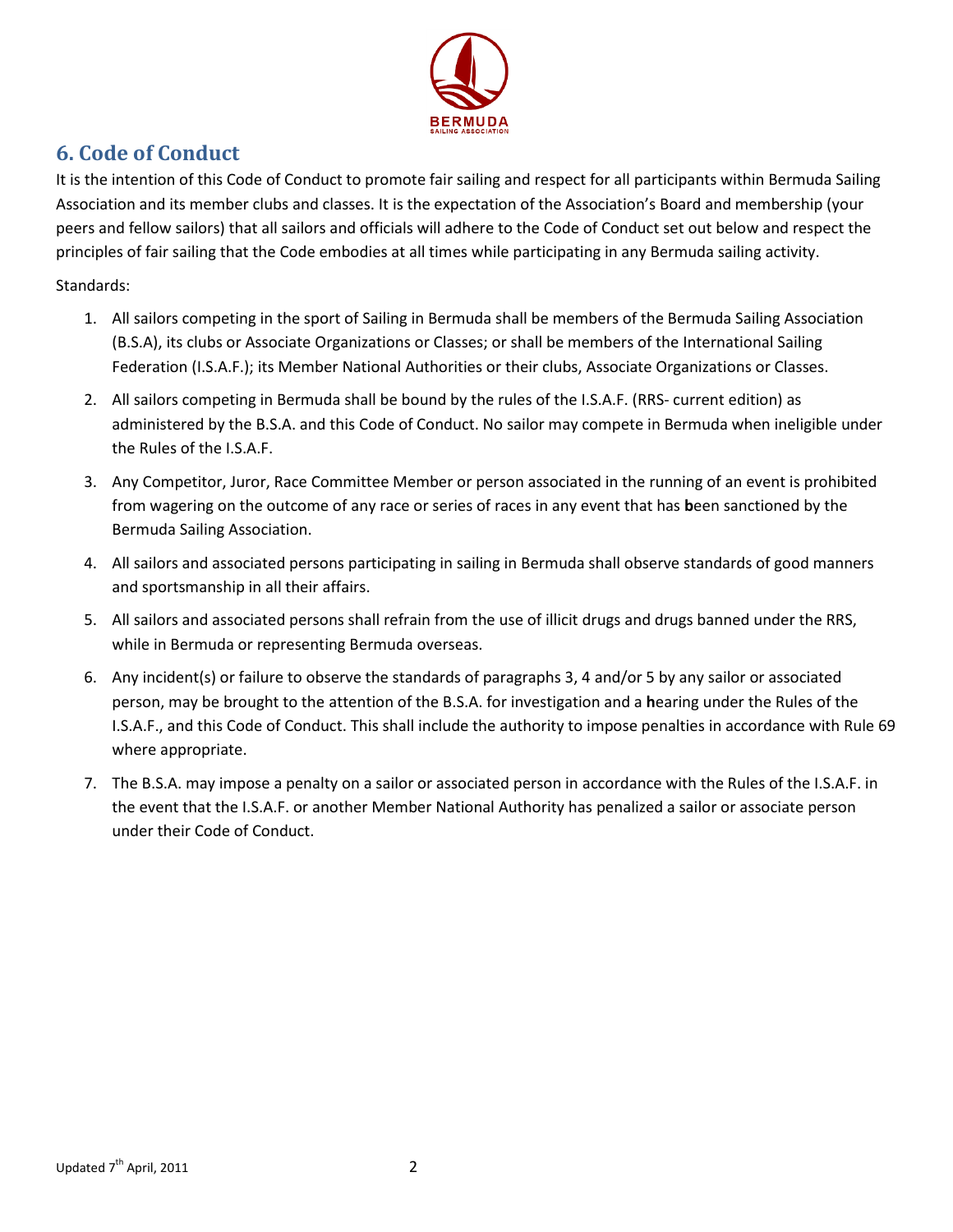## 6. Code of Conduct

It is the intention of this Code of Conduct to promote fair sailing and respect for all participants within Bermuda Sailing Association and its member clubs and classes. It is the expectation of the Association's Board and membership (your peers and fellow sailors) that all sailors and officials will adhere to the Code of Conduct set out below and respect the principles of fair sailing that the Code embodies at all times while participating in any Bermuda sailing activity.

Standards:

1. All sailors competing in the sport of Sailing in Bermuda shall be members of the Bermuda Sailing Association (B.S.A), its clubs or Associate Organizations or Classes; or shall be members of the International Sailing Federation (I.S.A.F.); its Member National Authorities or their clubs, Associate Organizations or Classes.
2. All sailors competing in Bermuda shall be bound by the rules of the I.S.A.F. (RRS- current edition) as administered by the B.S.A. and this Code of Conduct. No sailor may compete in Bermuda when ineligible under the Rules of the I.S.A.F.
3. Any Competitor, Juror, Race Committee Member or person associated in the running of an event is prohibited from wagering on the outcome of any race or series of races in any event that has been sanctioned by the Bermuda Sailing Association.
4. All sailors and associated persons participating in sailing in Bermuda shall observe standards of good manners and sportsmanship in all their affairs.
5. All sailors and associated persons shall refrain from the use of illicit drugs and drugs banned under the RRS, while in Bermuda or representing Bermuda overseas.
6. Any incident(s) or failure to observe the standards of paragraphs 3, 4 and/or 5 by any sailor or associated person, may be brought to the attention of the B.S.A. for investigation and a hearing under the Rules of the I.S.A.F., and this Code of Conduct. This shall include the authority to impose penalties in accordance with Rule 69 where appropriate.
7. The B.S.A. may impose a penalty on a sailor or associated person in accordance with the Rules of the I.S.A.F. in the event that the I.S.A.F. or another Member National Authority has penalized a sailor or associate person under their Code of Conduct.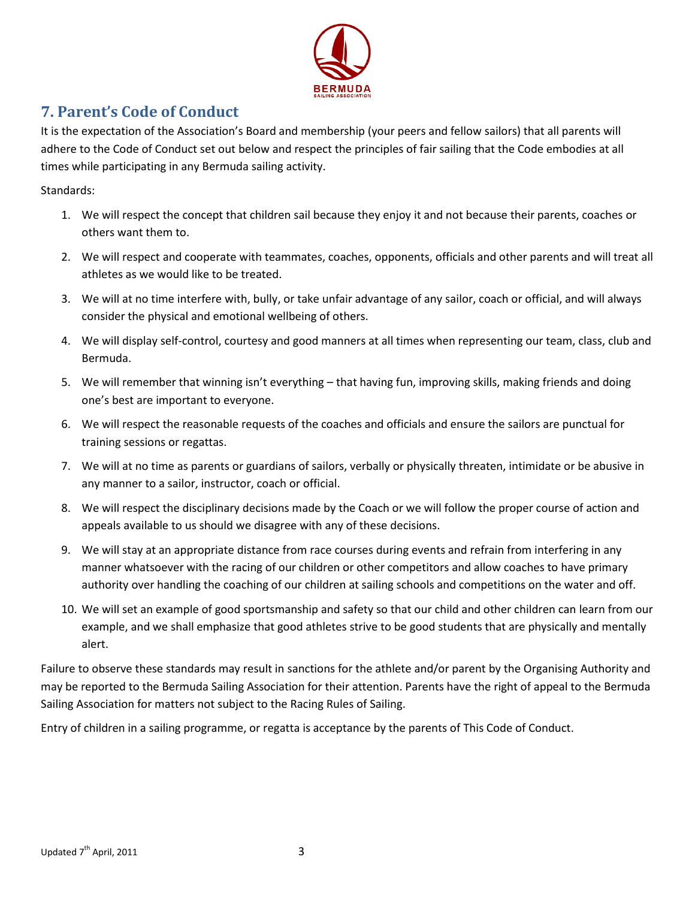## 7. Parent's Code of Conduct

It is the expectation of the Association's Board and membership (your peers and fellow sailors) that all parents will adhere to the Code of Conduct set out below and respect the principles of fair sailing that the Code embodies at all times while participating in any Bermuda sailing activity.

Standards:

1. We will respect the concept that children sail because they enjoy it and not because their parents, coaches or others want them to.

2. We will respect and cooperate with teammates, coaches, opponents, officials and other parents and will treat all athletes as we would like to be treated.

3. We will at no time interfere with, bully, or take unfair advantage of any sailor, coach or official, and will always consider the physical and emotional wellbeing of others.

4. We will display self-control, courtesy and good manners at all times when representing our team, class, club and Bermuda.

5. We will remember that winning isn't everything – that having fun, improving skills, making friends and doing one's best are important to everyone.

6. We will respect the reasonable requests of the coaches and officials and ensure the sailors are punctual for training sessions or regattas.

7. We will at no time as parents or guardians of sailors, verbally or physically threaten, intimidate or be abusive in any manner to a sailor, instructor, coach or official.

8. We will respect the disciplinary decisions made by the Coach or we will follow the proper course of action and appeals available to us should we disagree with any of these decisions.

9. We will stay at an appropriate distance from race courses during events and refrain from interfering in any manner whatsoever with the racing of our children or other competitors and allow coaches to have primary authority over handling the coaching of our children at sailing schools and competitions on the water and off.

10. We will set an example of good sportsmanship and safety so that our child and other children can learn from our example, and we shall emphasize that good athletes strive to be good students that are physically and mentally alert.

Failure to observe these standards may result in sanctions for the athlete and/or parent by the Organising Authority and may be reported to the Bermuda Sailing Association for their attention. Parents have the right of appeal to the Bermuda Sailing Association for matters not subject to the Racing Rules of Sailing.

Entry of children in a sailing programme, or regatta is acceptance by the parents of This Code of Conduct.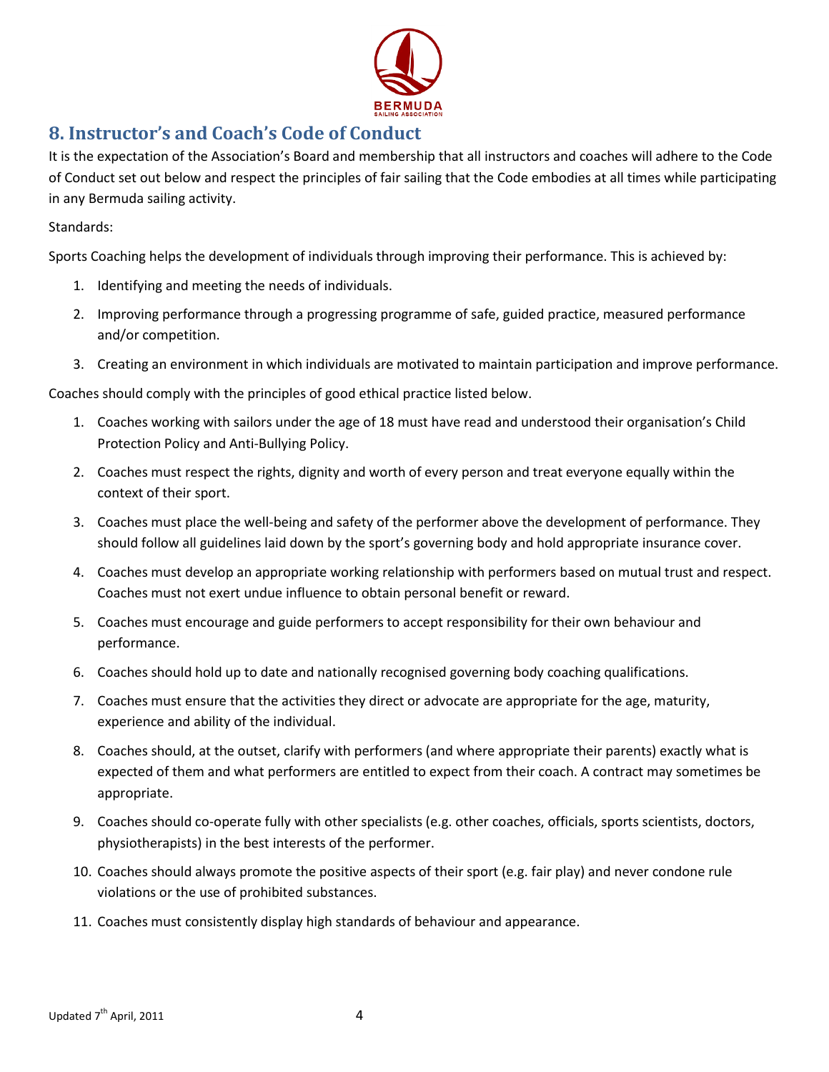## 8. Instructor's and Coach's Code of Conduct

It is the expectation of the Association's Board and membership that all instructors and coaches will adhere to the Code of Conduct set out below and respect the principles of fair sailing that the Code embodies at all times while participating in any Bermuda sailing activity.

Standards:

Sports Coaching helps the development of individuals through improving their performance. This is achieved by:

1. Identifying and meeting the needs of individuals.
2. Improving performance through a progressing programme of safe, guided practice, measured performance and/or competition.
3. Creating an environment in which individuals are motivated to maintain participation and improve performance.

Coaches should comply with the principles of good ethical practice listed below.

1. Coaches working with sailors under the age of 18 must have read and understood their organisation's Child Protection Policy and Anti-Bullying Policy.
2. Coaches must respect the rights, dignity and worth of every person and treat everyone equally within the context of their sport.
3. Coaches must place the well-being and safety of the performer above the development of performance. They should follow all guidelines laid down by the sport's governing body and hold appropriate insurance cover.
4. Coaches must develop an appropriate working relationship with performers based on mutual trust and respect. Coaches must not exert undue influence to obtain personal benefit or reward.
5. Coaches must encourage and guide performers to accept responsibility for their own behaviour and performance.
6. Coaches should hold up to date and nationally recognised governing body coaching qualifications.
7. Coaches must ensure that the activities they direct or advocate are appropriate for the age, maturity, experience and ability of the individual.
8. Coaches should, at the outset, clarify with performers (and where appropriate their parents) exactly what is expected of them and what performers are entitled to expect from their coach. A contract may sometimes be appropriate.
9. Coaches should co-operate fully with other specialists (e.g. other coaches, officials, sports scientists, doctors, physiotherapists) in the best interests of the performer.
10. Coaches should always promote the positive aspects of their sport (e.g. fair play) and never condone rule violations or the use of prohibited substances.
11. Coaches must consistently display high standards of behaviour and appearance.

Updated 7th April, 2011